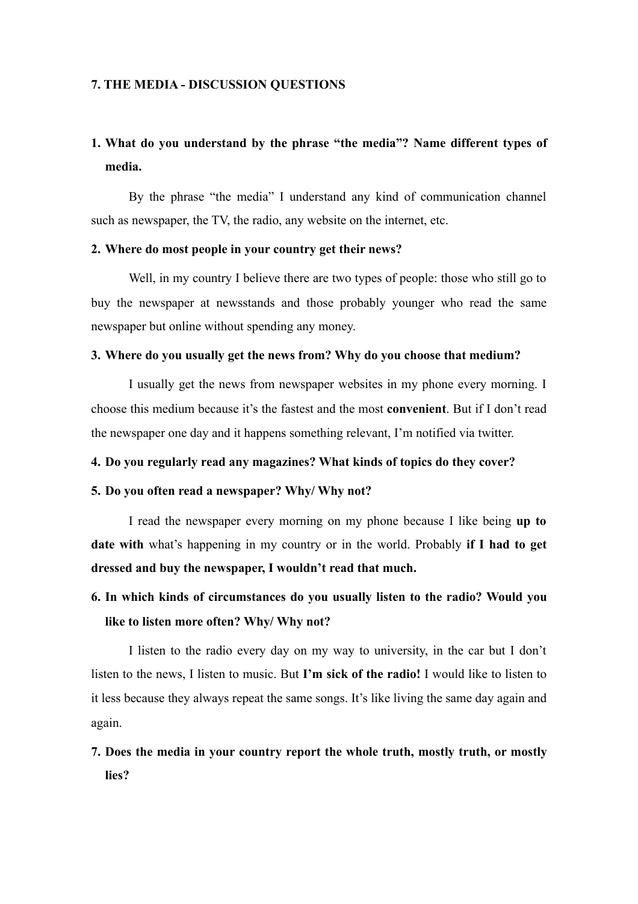# 7. THE MEDIA - DISCUSSION QUESTIONS

1. **What do you understand by the phrase "the media"? Name different types of media.**

   By the phrase "the media" I understand any kind of communication channel such as newspaper, the TV, the radio, any website on the internet, etc.

2. **Where do most people in your country get their news?**

   Well, in my country I believe there are two types of people: those who still go to buy the newspaper at newsstands and those probably younger who read the same newspaper but online without spending any money.

3. **Where do you usually get the news from? Why do you choose that medium?**

   I usually get the news from newspaper websites in my phone every morning. I choose this medium because it's the fastest and the most **convenient**. But if I don't read the newspaper one day and it happens something relevant, I'm notified via twitter.

4. **Do you regularly read any magazines? What kinds of topics do they cover?**

5. **Do you often read a newspaper? Why/ Why not?**

   I read the newspaper every morning on my phone because I like being **up to date with** what's happening in my country or in the world. Probably **if I had to get dressed and buy the newspaper, I wouldn't read that much.**

6. **In which kinds of circumstances do you usually listen to the radio? Would you like to listen more often? Why/ Why not?**

   I listen to the radio every day on my way to university, in the car but I don't listen to the news, I listen to music. But **I'm sick of the radio!** I would like to listen to it less because they always repeat the same songs. It's like living the same day again and again.

7. **Does the media in your country report the whole truth, mostly truth, or mostly lies?**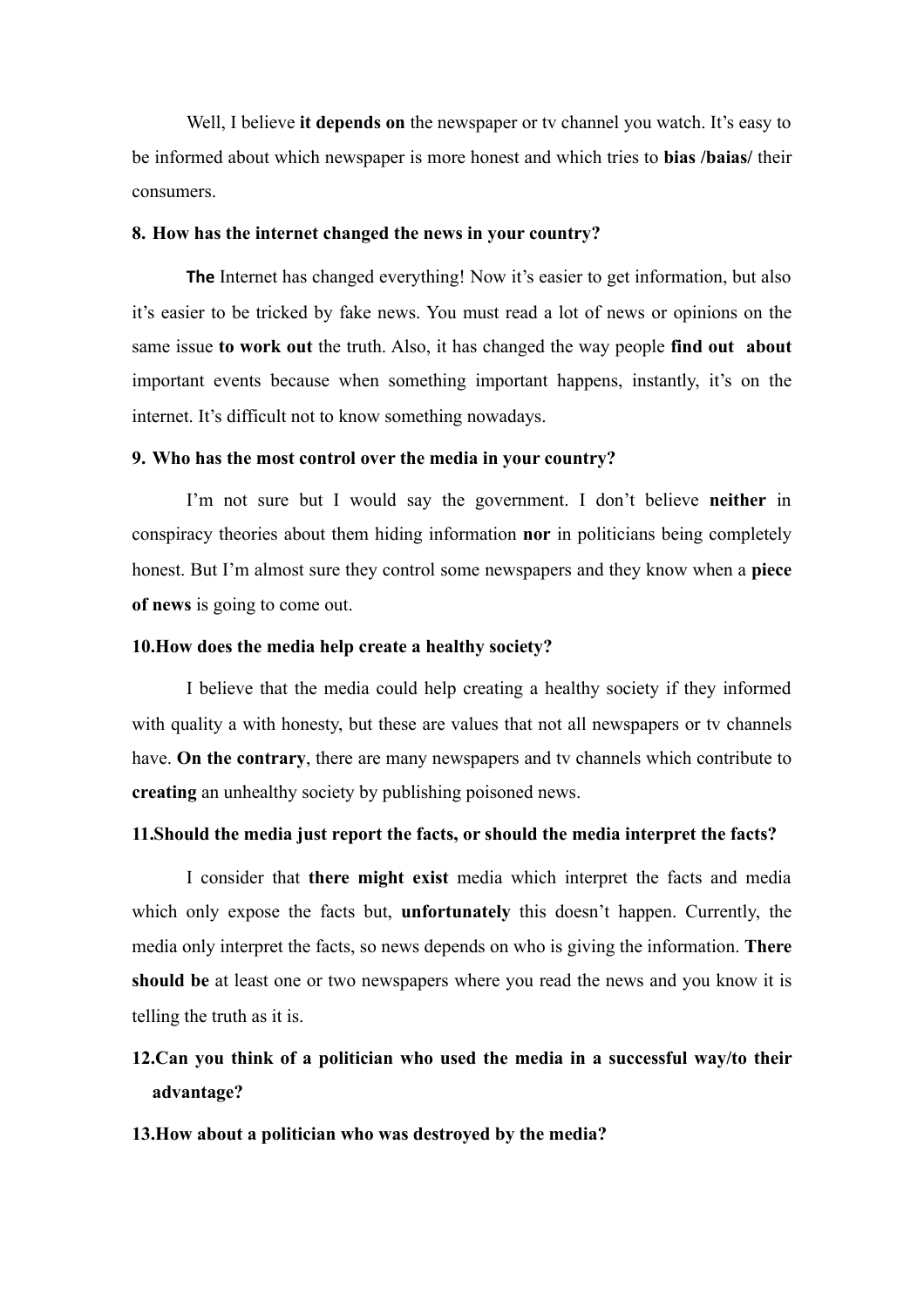Well, I believe **it depends on** the newspaper or tv channel you watch. It's easy to be informed about which newspaper is more honest and which tries to **bias /baias/** their consumers.

**8. How has the internet changed the news in your country?**

**The** Internet has changed everything! Now it's easier to get information, but also it's easier to be tricked by fake news. You must read a lot of news or opinions on the same issue **to work out** the truth. Also, it has changed the way people **find out about** important events because when something important happens, instantly, it's on the internet. It's difficult not to know something nowadays.

**9. Who has the most control over the media in your country?**

I'm not sure but I would say the government. I don't believe **neither** in conspiracy theories about them hiding information **nor** in politicians being completely honest. But I'm almost sure they control some newspapers and they know when a **piece of news** is going to come out.

**10.How does the media help create a healthy society?**

I believe that the media could help creating a healthy society if they informed with quality a with honesty, but these are values that not all newspapers or tv channels have. **On the contrary**, there are many newspapers and tv channels which contribute to **creating** an unhealthy society by publishing poisoned news.

**11.Should the media just report the facts, or should the media interpret the facts?**

I consider that **there might exist** media which interpret the facts and media which only expose the facts but, **unfortunately** this doesn't happen. Currently, the media only interpret the facts, so news depends on who is giving the information. **There should be** at least one or two newspapers where you read the news and you know it is telling the truth as it is.

**12.Can you think of a politician who used the media in a successful way/to their advantage?**

**13.How about a politician who was destroyed by the media?**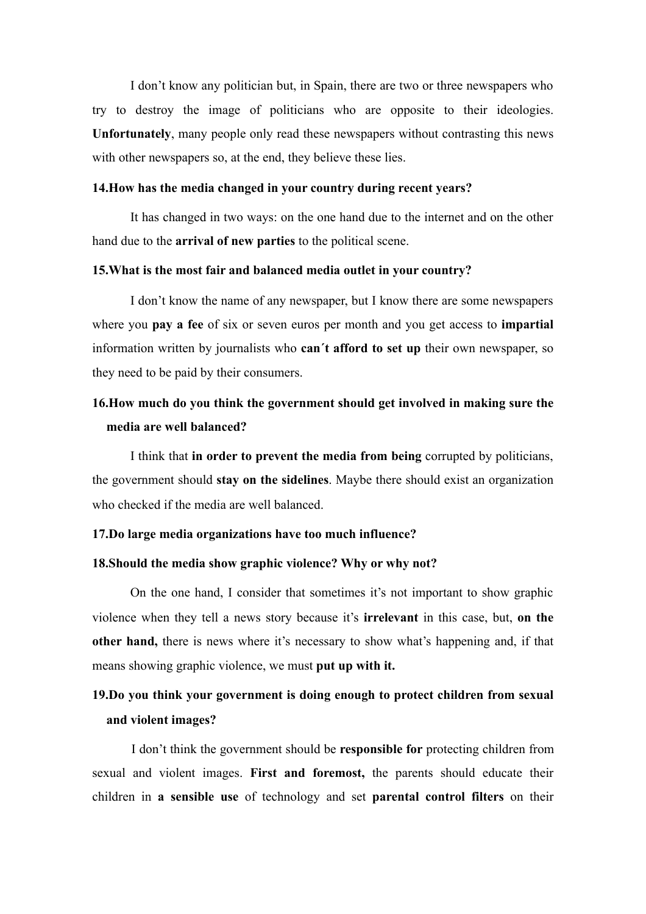I don't know any politician but, in Spain, there are two or three newspapers who try to destroy the image of politicians who are opposite to their ideologies. **Unfortunately**, many people only read these newspapers without contrasting this news with other newspapers so, at the end, they believe these lies.

**14.How has the media changed in your country during recent years?**

It has changed in two ways: on the one hand due to the internet and on the other hand due to the **arrival of new parties** to the political scene.

**15.What is the most fair and balanced media outlet in your country?**

I don't know the name of any newspaper, but I know there are some newspapers where you **pay a fee** of six or seven euros per month and you get access to **impartial** information written by journalists who **can´t afford to set up** their own newspaper, so they need to be paid by their consumers.

**16.How much do you think the government should get involved in making sure the media are well balanced?**

I think that **in order to prevent the media from being** corrupted by politicians, the government should **stay on the sidelines**. Maybe there should exist an organization who checked if the media are well balanced.

**17.Do large media organizations have too much influence?**

**18.Should the media show graphic violence? Why or why not?**

On the one hand, I consider that sometimes it's not important to show graphic violence when they tell a news story because it's **irrelevant** in this case, but, **on the other hand,** there is news where it's necessary to show what's happening and, if that means showing graphic violence, we must **put up with it.**

**19.Do you think your government is doing enough to protect children from sexual and violent images?**

I don't think the government should be **responsible for** protecting children from sexual and violent images. **First and foremost,** the parents should educate their children in **a sensible use** of technology and set **parental control filters** on their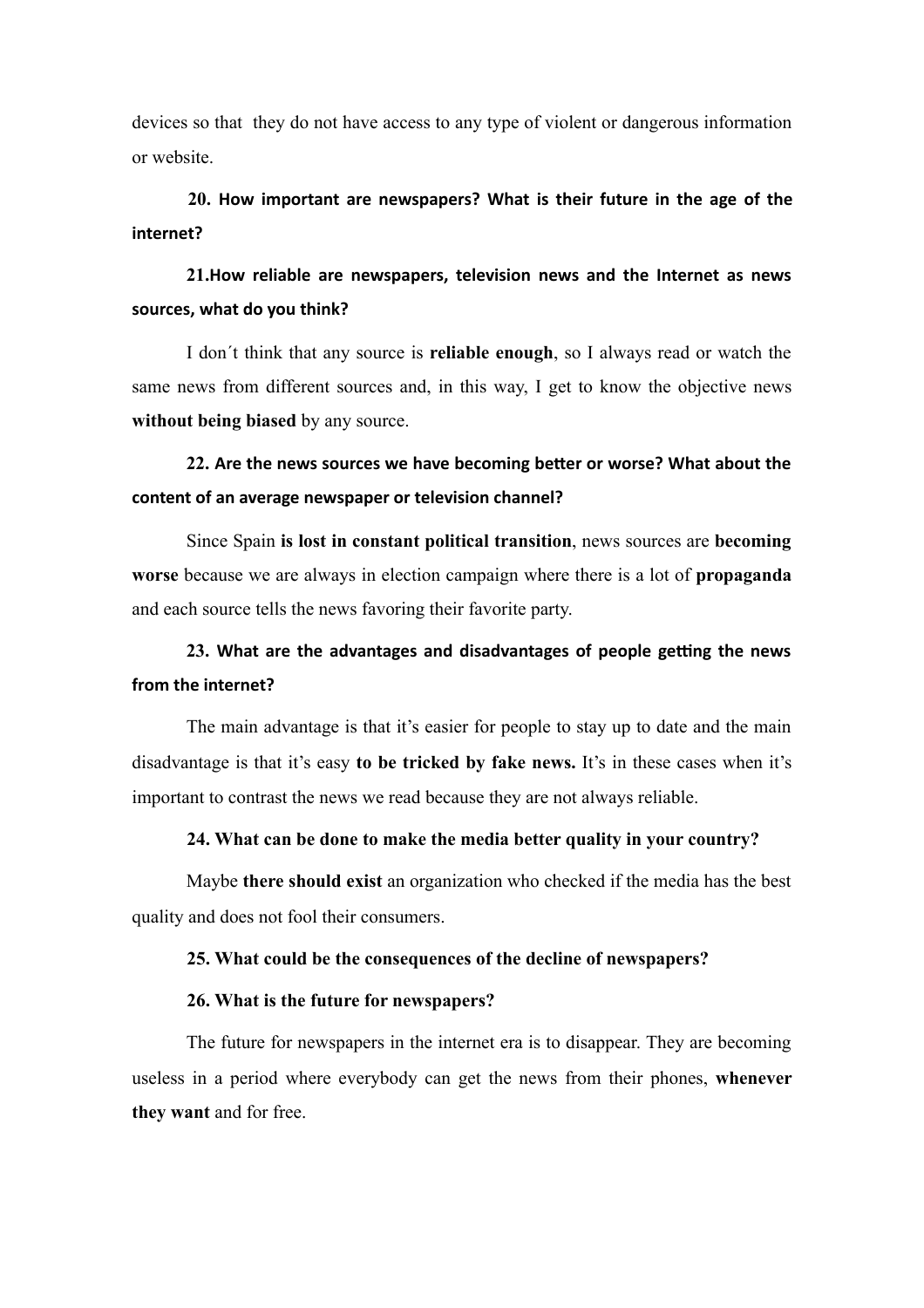devices so that they do not have access to any type of violent or dangerous information or website.

**20. How important are newspapers? What is their future in the age of the internet?**

**21.How reliable are newspapers, television news and the Internet as news sources, what do you think?**

I don´t think that any source is **reliable enough**, so I always read or watch the same news from different sources and, in this way, I get to know the objective news **without being biased** by any source.

**22. Are the news sources we have becoming better or worse? What about the content of an average newspaper or television channel?**

Since Spain **is lost in constant political transition**, news sources are **becoming worse** because we are always in election campaign where there is a lot of **propaganda** and each source tells the news favoring their favorite party.

**23. What are the advantages and disadvantages of people getting the news from the internet?**

The main advantage is that it's easier for people to stay up to date and the main disadvantage is that it's easy **to be tricked by fake news.** It's in these cases when it's important to contrast the news we read because they are not always reliable.

**24. What can be done to make the media better quality in your country?**

Maybe **there should exist** an organization who checked if the media has the best quality and does not fool their consumers.

**25. What could be the consequences of the decline of newspapers?**

**26. What is the future for newspapers?**

The future for newspapers in the internet era is to disappear. They are becoming useless in a period where everybody can get the news from their phones, **whenever they want** and for free.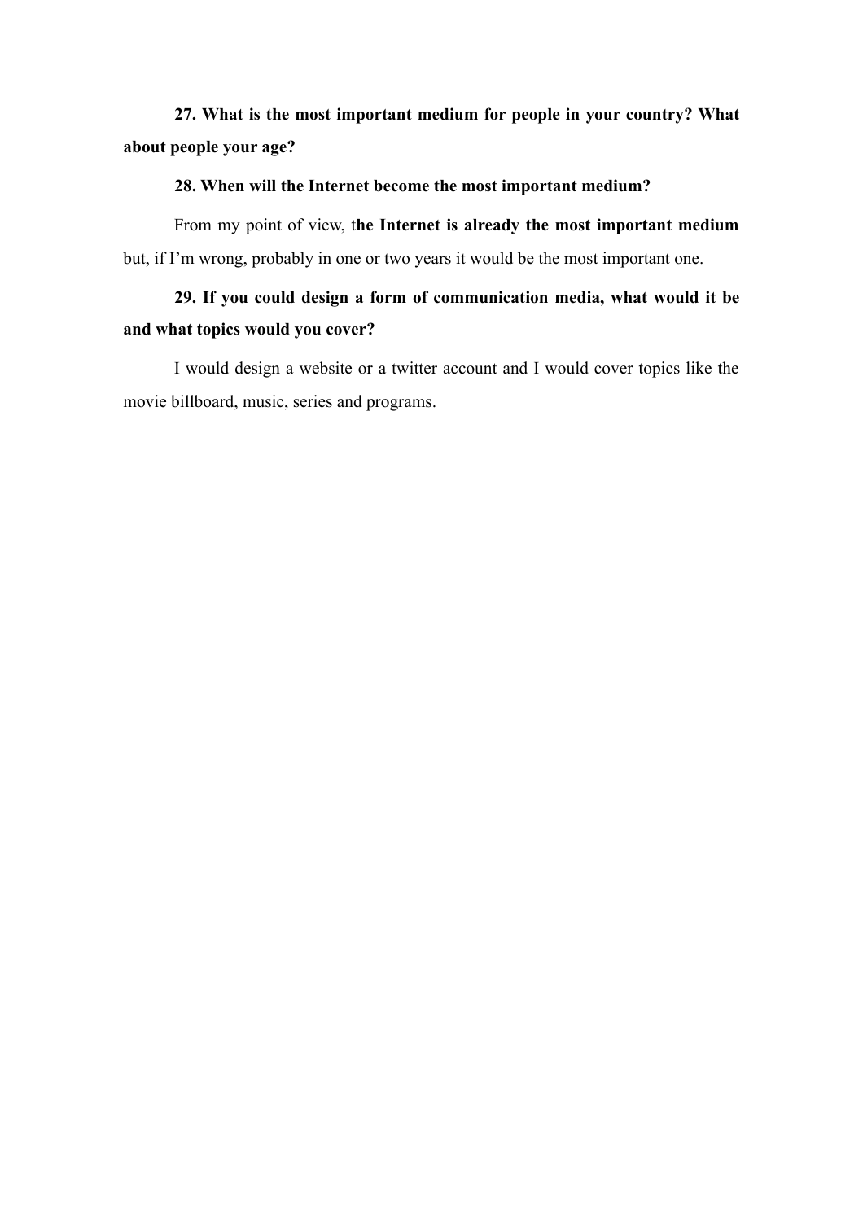**27. What is the most important medium for people in your country? What about people your age?**

**28. When will the Internet become the most important medium?**

From my point of view, t**he Internet is already the most important medium** but, if I'm wrong, probably in one or two years it would be the most important one.

**29. If you could design a form of communication media, what would it be and what topics would you cover?**

I would design a website or a twitter account and I would cover topics like the movie billboard, music, series and programs.